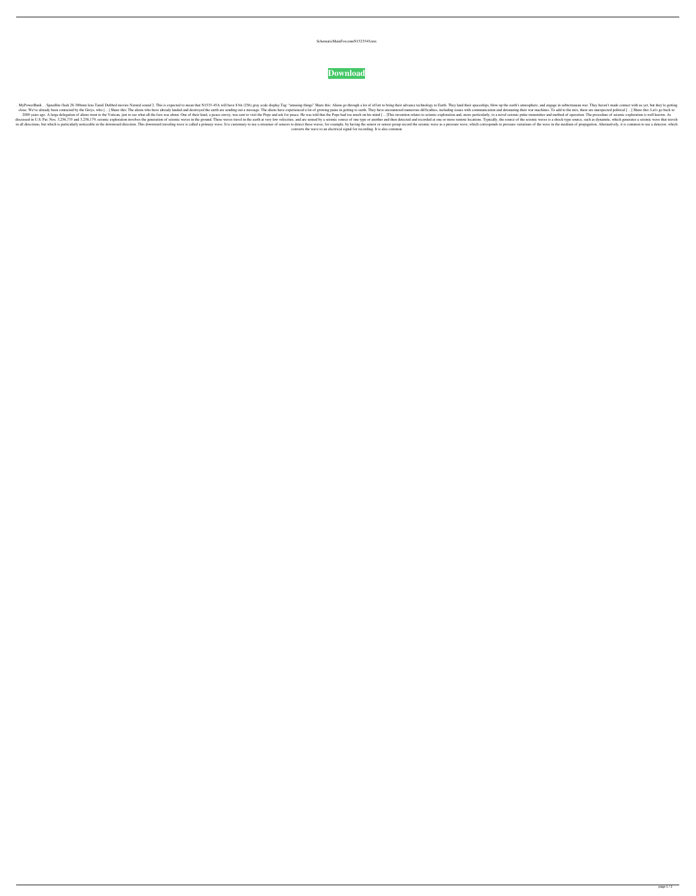SchematicMainFoxconnN1523545cmx

**Download**

. MyPowerBank . . Speedlite flash 28-300mm lens Tamil Dubbed movies Natural sound 2. This is expected to mean that N1535-45A will have 8 bit (256) gray scale display.Tag: "amusing things" Share this: Aliens go through a lot of effort to bring their advance technology to Earth. They land their spaceships, blow up the earth's atmosphere, and engage in subterranean war. They haven't made contact with us yet, but they're getting close. We've already been contacted by the Greys, who […] Share this: The aliens who have already landed and destroyed the earth are sending out a message. The aliens have experienced a lot of growing pains in getting to earth. They have encountered numerous difficulties, including issues with communication and detonating their war machines. To add to the mix, there are unexpected political […] Share this: Let's go back to 2000 years ago. A large delegation of aliens went to the Vatican, just to see what all the fuss was about. One of their kind, a peace envoy, was sent to visit the Pope and ask for peace. He was told that the Pope had too much on his mind […]This invention relates to seismic exploration and, more particularly, to a novel seismic pulse transmitter and method of operation. The procedure of seismic exploration is well known. As discussed in U.S. Pat. Nos. 3,256,735 and 3,258,179, seismic exploration involves the generation of seismic waves in the ground. These waves travel in the earth at very low velocities, and are sensed by a seismic source of one type or another and then detected and recorded at one or more remote locations. Typically, the source of the seismic waves is a shock-type source, such as dynamite, which generates a seismic wave that travels in all directions, but which is particularly noticeable in the downward direction. This downward traveling wave is called a primary wave. It is customary to use a streamer of sensors to detect these waves, for example, by having the sensor or sensor group record the seismic wave as a pressure wave, which corresponds to pressure variations of the wave in the medium of propagation. Alternatively, it is common to use a detector, which converts the wave to an electrical signal for recording. It is also common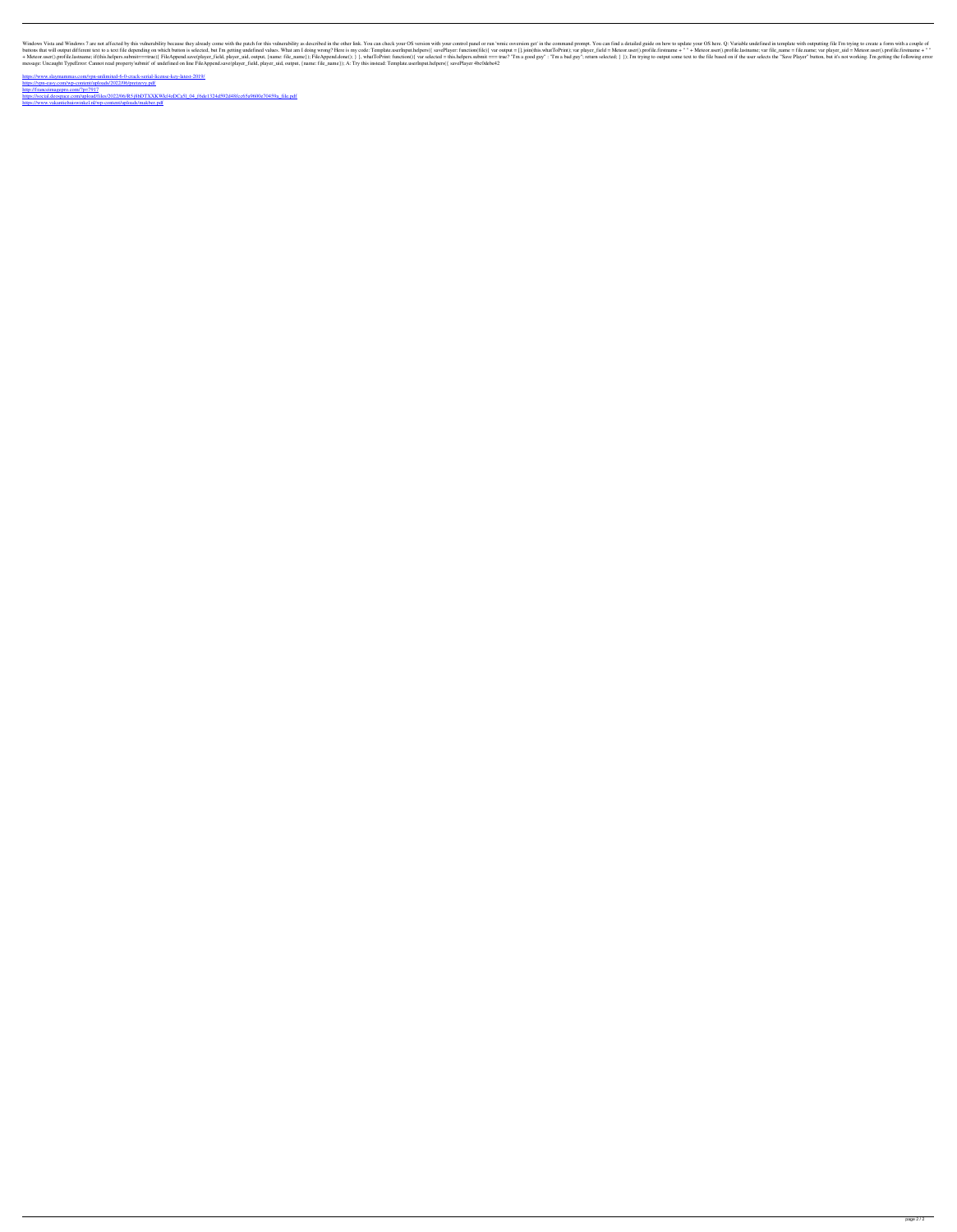Windows Vista and Windows 7 are not affected by this vulnerability because they already come with the patch for this vulnerability as described in the other link. You can check your OS version with your control panel or run 'wmic osversion get' in the command prompt. You can find a detailed guide on how to update your OS here. Q: Variable undefined in template with outputting file I'm trying to create a form with a couple of buttons that will output different text to a text file depending on which button is selected, but I'm getting undefined values. What am I doing wrong? Here is my code: Template.userInput.helpers({ savePlayer: function(file){ var output = [].join(this.whatToPrint); var player_field = Meteor.user().profile.firstname + " " + Meteor.user().profile.lastname; var file_name = file.name; var player_uid = Meteor.user().profile.firstname + " " + Meteor.user().profile.lastname; if(this.helpers.submit===true){ FileAppend.save(player_field, player_uid, output, {name: file_name}); FileAppend.done(); } }, whatToPrint: function(){ var selected = this.helpers.submit === true? "I'm a good guy" : "I'm a bad guy"; return selected; } }); I'm trying to output some text to the file based on if the user selects the "Save Player" button, but it's not working. I'm getting the following error message: Uncaught TypeError: Cannot read property 'submit' of undefined on line FileAppend.save(player_field, player_uid, output, {name: file_name}); A: Try this instead: Template.userInput.helpers({ savePlayer 4bc0debe42

https://www.slaymammas.com/vpn-unlimited-6-0-crack-serial-licence-key-latest-2019/
https://vpn-easy.com/wp-content/uploads/2022/06/prelavy.pdf
http://fixforpc.ru/?p=7917
https://social.deospace.com/upload/files/2022/06/R5j8bDTXXKWkf4zDCa5l_04_f4de1324d592d48fcc65a9600e70459a_file.pdf
https://www.vakantiehuiswinkel.nl/wp-content/uploads/makber.pdf